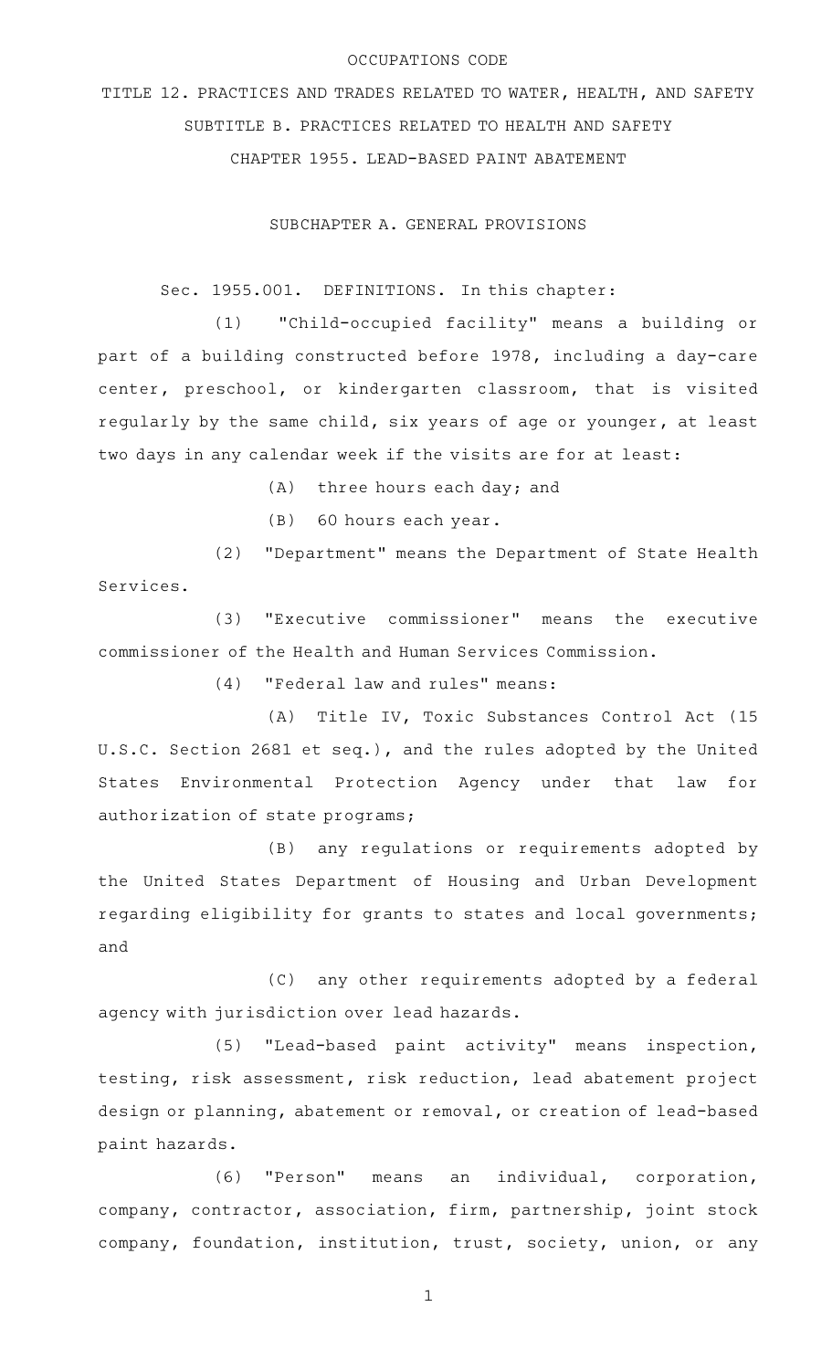OCCUPATIONS CODE

TITLE 12. PRACTICES AND TRADES RELATED TO WATER, HEALTH, AND SAFETY

SUBTITLE B. PRACTICES RELATED TO HEALTH AND SAFETY

CHAPTER 1955. LEAD-BASED PAINT ABATEMENT

SUBCHAPTER A. GENERAL PROVISIONS

Sec. 1955.001. DEFINITIONS. In this chapter:

(1) "Child-occupied facility" means a building or part of a building constructed before 1978, including a day-care center, preschool, or kindergarten classroom, that is visited regularly by the same child, six years of age or younger, at least two days in any calendar week if the visits are for at least:

(A) three hours each day; and

(B) 60 hours each year.

(2) "Department" means the Department of State Health Services.

(3) "Executive commissioner" means the executive commissioner of the Health and Human Services Commission.

(4) "Federal law and rules" means:

(A) Title IV, Toxic Substances Control Act (15 U.S.C. Section 2681 et seq.), and the rules adopted by the United States Environmental Protection Agency under that law for authorization of state programs;

(B) any regulations or requirements adopted by the United States Department of Housing and Urban Development regarding eligibility for grants to states and local governments; and

(C) any other requirements adopted by a federal agency with jurisdiction over lead hazards.

(5) "Lead-based paint activity" means inspection, testing, risk assessment, risk reduction, lead abatement project design or planning, abatement or removal, or creation of lead-based paint hazards.

(6) "Person" means an individual, corporation, company, contractor, association, firm, partnership, joint stock company, foundation, institution, trust, society, union, or any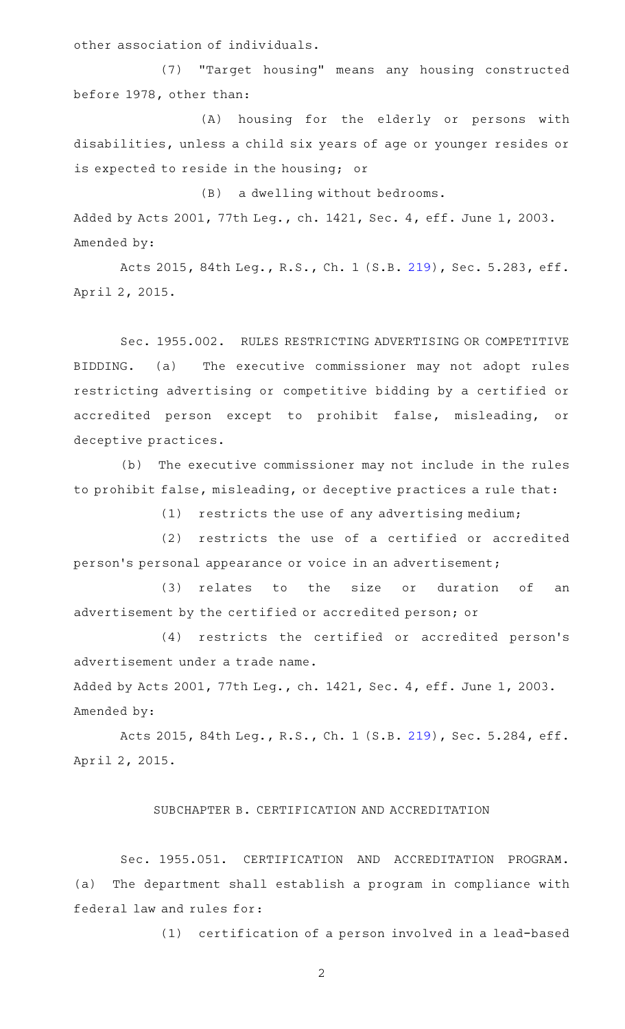other association of individuals.

(7) "Target housing" means any housing constructed before 1978, other than:

(A) housing for the elderly or persons with disabilities, unless a child six years of age or younger resides or is expected to reside in the housing; or

(B) a dwelling without bedrooms.

Added by Acts 2001, 77th Leg., ch. 1421, Sec. 4, eff. June 1, 2003.
Amended by:

Acts 2015, 84th Leg., R.S., Ch. 1 (S.B. 219), Sec. 5.283, eff. April 2, 2015.

Sec. 1955.002. RULES RESTRICTING ADVERTISING OR COMPETITIVE BIDDING. (a) The executive commissioner may not adopt rules restricting advertising or competitive bidding by a certified or accredited person except to prohibit false, misleading, or deceptive practices.

(b) The executive commissioner may not include in the rules to prohibit false, misleading, or deceptive practices a rule that:

(1) restricts the use of any advertising medium;

(2) restricts the use of a certified or accredited person's personal appearance or voice in an advertisement;

(3) relates to the size or duration of an advertisement by the certified or accredited person; or

(4) restricts the certified or accredited person's advertisement under a trade name.

Added by Acts 2001, 77th Leg., ch. 1421, Sec. 4, eff. June 1, 2003.
Amended by:

Acts 2015, 84th Leg., R.S., Ch. 1 (S.B. 219), Sec. 5.284, eff. April 2, 2015.

SUBCHAPTER B. CERTIFICATION AND ACCREDITATION

Sec. 1955.051. CERTIFICATION AND ACCREDITATION PROGRAM. (a) The department shall establish a program in compliance with federal law and rules for:

(1) certification of a person involved in a lead-based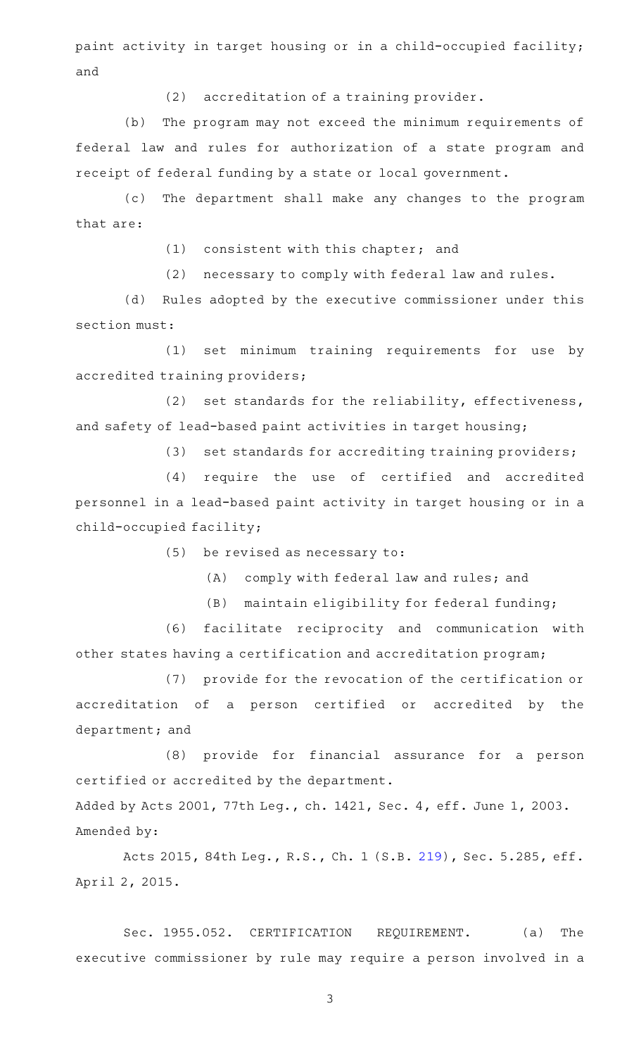paint activity in target housing or in a child-occupied facility; and

(2) accreditation of a training provider.

(b) The program may not exceed the minimum requirements of federal law and rules for authorization of a state program and receipt of federal funding by a state or local government.

(c) The department shall make any changes to the program that are:

(1) consistent with this chapter; and

(2) necessary to comply with federal law and rules.

(d) Rules adopted by the executive commissioner under this section must:

(1) set minimum training requirements for use by accredited training providers;

(2) set standards for the reliability, effectiveness, and safety of lead-based paint activities in target housing;

(3) set standards for accrediting training providers;

(4) require the use of certified and accredited personnel in a lead-based paint activity in target housing or in a child-occupied facility;

(5) be revised as necessary to:

(A) comply with federal law and rules; and

(B) maintain eligibility for federal funding;

(6) facilitate reciprocity and communication with other states having a certification and accreditation program;

(7) provide for the revocation of the certification or accreditation of a person certified or accredited by the department; and

(8) provide for financial assurance for a person certified or accredited by the department.

Added by Acts 2001, 77th Leg., ch. 1421, Sec. 4, eff. June 1, 2003.
Amended by:

Acts 2015, 84th Leg., R.S., Ch. 1 (S.B. 219), Sec. 5.285, eff. April 2, 2015.

Sec. 1955.052. CERTIFICATION REQUIREMENT. (a) The executive commissioner by rule may require a person involved in a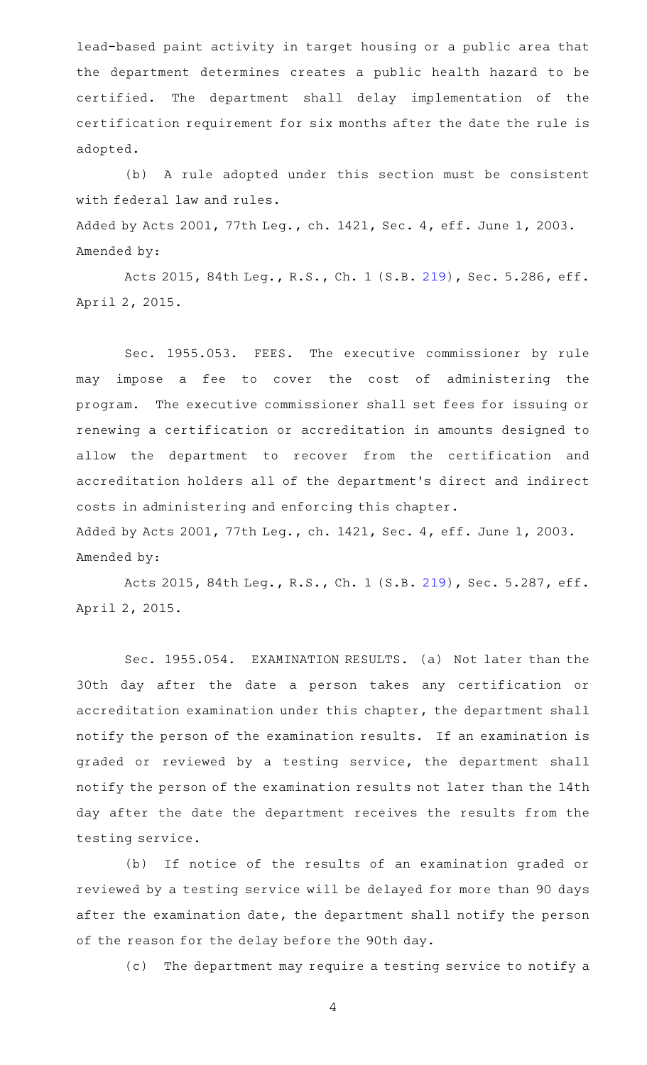lead-based paint activity in target housing or a public area that the department determines creates a public health hazard to be certified. The department shall delay implementation of the certification requirement for six months after the date the rule is adopted.

(b) A rule adopted under this section must be consistent with federal law and rules.

Added by Acts 2001, 77th Leg., ch. 1421, Sec. 4, eff. June 1, 2003.

Amended by:

Acts 2015, 84th Leg., R.S., Ch. 1 (S.B. 219), Sec. 5.286, eff. April 2, 2015.

Sec. 1955.053. FEES. The executive commissioner by rule may impose a fee to cover the cost of administering the program. The executive commissioner shall set fees for issuing or renewing a certification or accreditation in amounts designed to allow the department to recover from the certification and accreditation holders all of the department's direct and indirect costs in administering and enforcing this chapter.

Added by Acts 2001, 77th Leg., ch. 1421, Sec. 4, eff. June 1, 2003.

Amended by:

Acts 2015, 84th Leg., R.S., Ch. 1 (S.B. 219), Sec. 5.287, eff. April 2, 2015.

Sec. 1955.054. EXAMINATION RESULTS. (a) Not later than the 30th day after the date a person takes any certification or accreditation examination under this chapter, the department shall notify the person of the examination results. If an examination is graded or reviewed by a testing service, the department shall notify the person of the examination results not later than the 14th day after the date the department receives the results from the testing service.

(b) If notice of the results of an examination graded or reviewed by a testing service will be delayed for more than 90 days after the examination date, the department shall notify the person of the reason for the delay before the 90th day.

(c) The department may require a testing service to notify a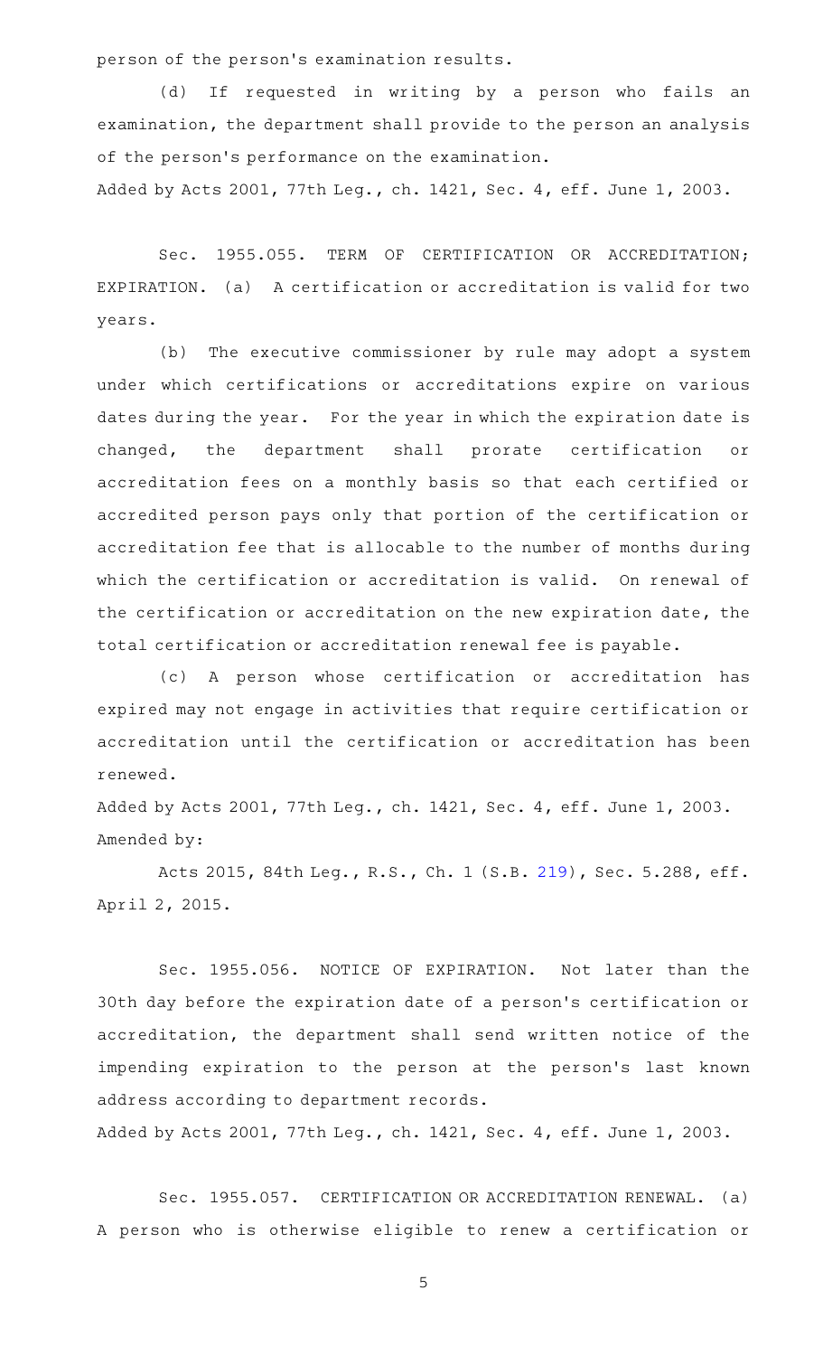person of the person's examination results.

(d) If requested in writing by a person who fails an examination, the department shall provide to the person an analysis of the person's performance on the examination.

Added by Acts 2001, 77th Leg., ch. 1421, Sec. 4, eff. June 1, 2003.

Sec. 1955.055. TERM OF CERTIFICATION OR ACCREDITATION; EXPIRATION. (a) A certification or accreditation is valid for two years.

(b) The executive commissioner by rule may adopt a system under which certifications or accreditations expire on various dates during the year. For the year in which the expiration date is changed, the department shall prorate certification or accreditation fees on a monthly basis so that each certified or accredited person pays only that portion of the certification or accreditation fee that is allocable to the number of months during which the certification or accreditation is valid. On renewal of the certification or accreditation on the new expiration date, the total certification or accreditation renewal fee is payable.

(c) A person whose certification or accreditation has expired may not engage in activities that require certification or accreditation until the certification or accreditation has been renewed.

Added by Acts 2001, 77th Leg., ch. 1421, Sec. 4, eff. June 1, 2003.
Amended by:

Acts 2015, 84th Leg., R.S., Ch. 1 (S.B. 219), Sec. 5.288, eff. April 2, 2015.

Sec. 1955.056. NOTICE OF EXPIRATION. Not later than the 30th day before the expiration date of a person's certification or accreditation, the department shall send written notice of the impending expiration to the person at the person's last known address according to department records.

Added by Acts 2001, 77th Leg., ch. 1421, Sec. 4, eff. June 1, 2003.

Sec. 1955.057. CERTIFICATION OR ACCREDITATION RENEWAL. (a) A person who is otherwise eligible to renew a certification or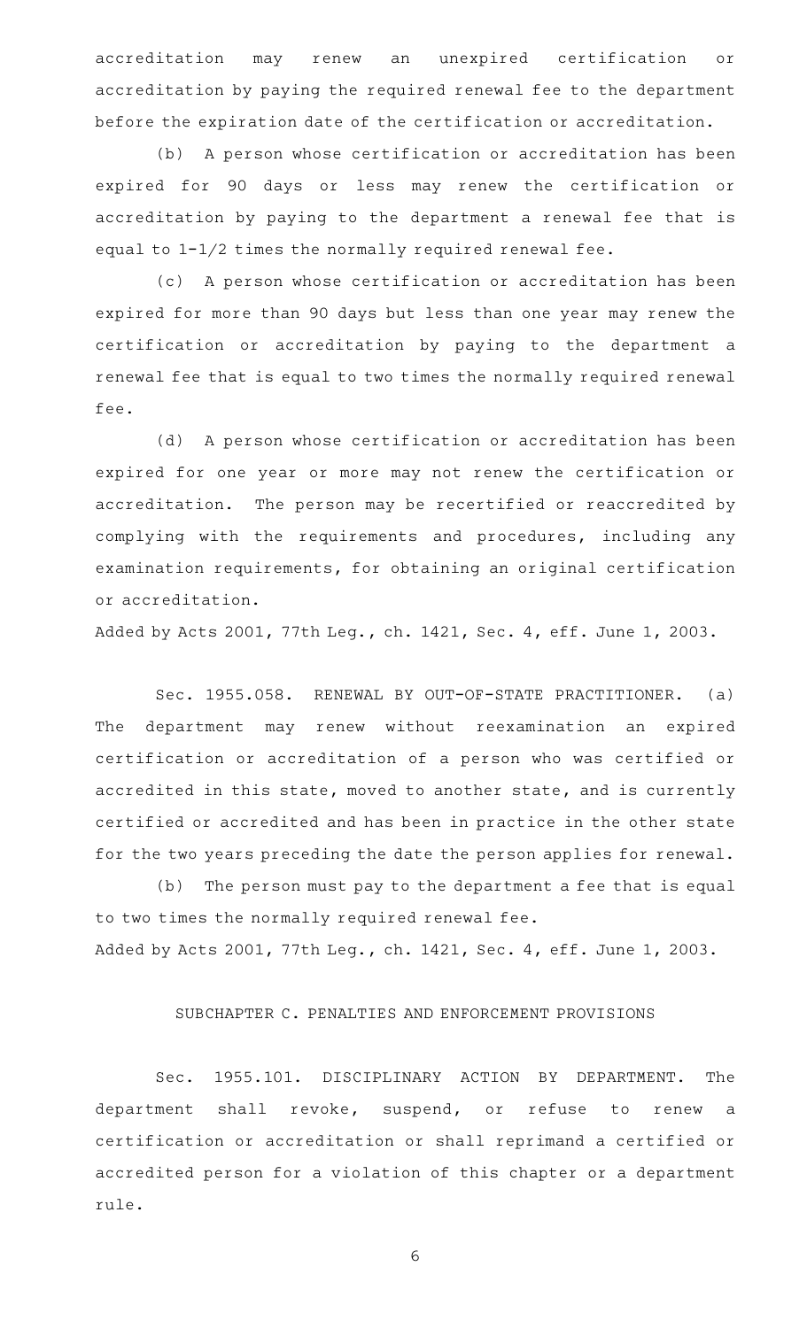accreditation may renew an unexpired certification or accreditation by paying the required renewal fee to the department before the expiration date of the certification or accreditation.

(b) A person whose certification or accreditation has been expired for 90 days or less may renew the certification or accreditation by paying to the department a renewal fee that is equal to 1-1/2 times the normally required renewal fee.

(c) A person whose certification or accreditation has been expired for more than 90 days but less than one year may renew the certification or accreditation by paying to the department a renewal fee that is equal to two times the normally required renewal fee.

(d) A person whose certification or accreditation has been expired for one year or more may not renew the certification or accreditation. The person may be recertified or reaccredited by complying with the requirements and procedures, including any examination requirements, for obtaining an original certification or accreditation.

Added by Acts 2001, 77th Leg., ch. 1421, Sec. 4, eff. June 1, 2003.

Sec. 1955.058. RENEWAL BY OUT-OF-STATE PRACTITIONER. (a) The department may renew without reexamination an expired certification or accreditation of a person who was certified or accredited in this state, moved to another state, and is currently certified or accredited and has been in practice in the other state for the two years preceding the date the person applies for renewal.

(b) The person must pay to the department a fee that is equal to two times the normally required renewal fee.

Added by Acts 2001, 77th Leg., ch. 1421, Sec. 4, eff. June 1, 2003.

## SUBCHAPTER C. PENALTIES AND ENFORCEMENT PROVISIONS

Sec. 1955.101. DISCIPLINARY ACTION BY DEPARTMENT. The department shall revoke, suspend, or refuse to renew a certification or accreditation or shall reprimand a certified or accredited person for a violation of this chapter or a department rule.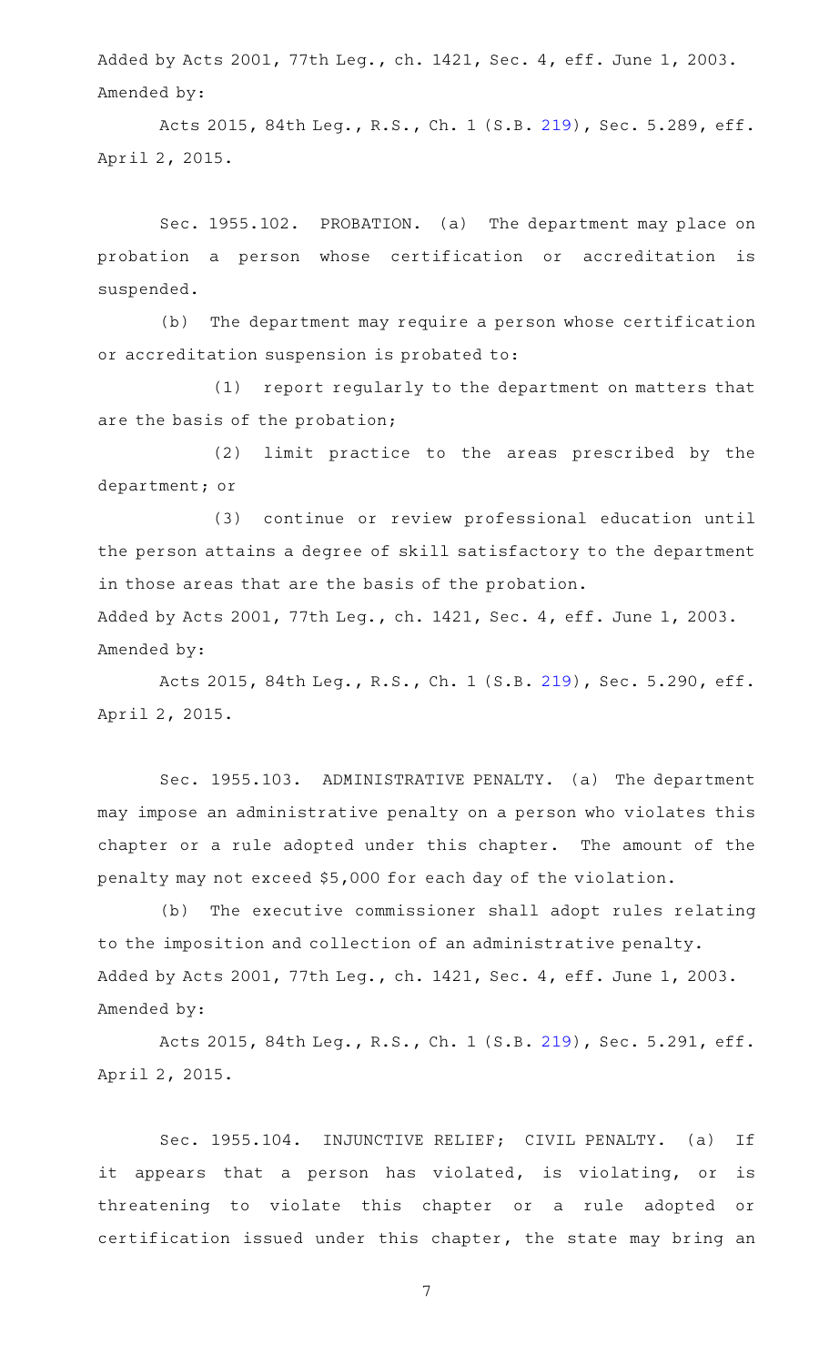Added by Acts 2001, 77th Leg., ch. 1421, Sec. 4, eff. June 1, 2003.
Amended by:

Acts 2015, 84th Leg., R.S., Ch. 1 (S.B. 219), Sec. 5.289, eff. April 2, 2015.

Sec. 1955.102. PROBATION. (a) The department may place on probation a person whose certification or accreditation is suspended.

(b) The department may require a person whose certification or accreditation suspension is probated to:

(1) report regularly to the department on matters that are the basis of the probation;

(2) limit practice to the areas prescribed by the department; or

(3) continue or review professional education until the person attains a degree of skill satisfactory to the department in those areas that are the basis of the probation.

Added by Acts 2001, 77th Leg., ch. 1421, Sec. 4, eff. June 1, 2003.
Amended by:

Acts 2015, 84th Leg., R.S., Ch. 1 (S.B. 219), Sec. 5.290, eff. April 2, 2015.

Sec. 1955.103. ADMINISTRATIVE PENALTY. (a) The department may impose an administrative penalty on a person who violates this chapter or a rule adopted under this chapter. The amount of the penalty may not exceed $5,000 for each day of the violation.

(b) The executive commissioner shall adopt rules relating to the imposition and collection of an administrative penalty.

Added by Acts 2001, 77th Leg., ch. 1421, Sec. 4, eff. June 1, 2003.
Amended by:

Acts 2015, 84th Leg., R.S., Ch. 1 (S.B. 219), Sec. 5.291, eff. April 2, 2015.

Sec. 1955.104. INJUNCTIVE RELIEF; CIVIL PENALTY. (a) If it appears that a person has violated, is violating, or is threatening to violate this chapter or a rule adopted or certification issued under this chapter, the state may bring an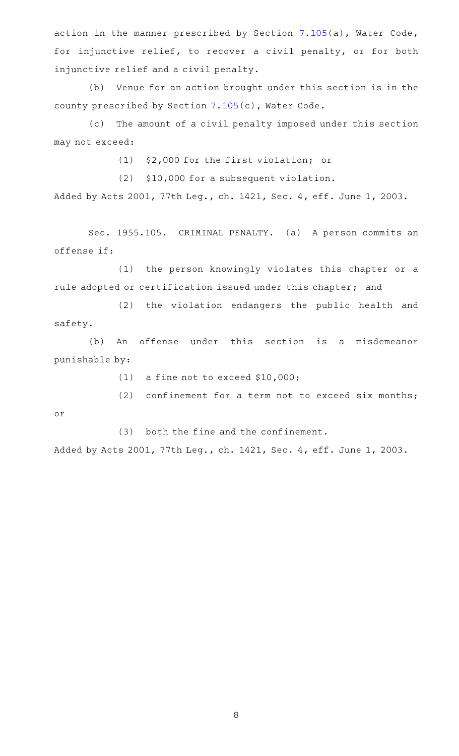action in the manner prescribed by Section 7.105(a), Water Code, for injunctive relief, to recover a civil penalty, or for both injunctive relief and a civil penalty.

(b) Venue for an action brought under this section is in the county prescribed by Section 7.105(c), Water Code.

(c) The amount of a civil penalty imposed under this section may not exceed:

(1) $2,000 for the first violation; or

(2) $10,000 for a subsequent violation.

Added by Acts 2001, 77th Leg., ch. 1421, Sec. 4, eff. June 1, 2003.

Sec. 1955.105. CRIMINAL PENALTY. (a) A person commits an offense if:

(1) the person knowingly violates this chapter or a rule adopted or certification issued under this chapter; and

(2) the violation endangers the public health and safety.

(b) An offense under this section is a misdemeanor punishable by:

(1) a fine not to exceed $10,000;

(2) confinement for a term not to exceed six months; or

(3) both the fine and the confinement.

Added by Acts 2001, 77th Leg., ch. 1421, Sec. 4, eff. June 1, 2003.